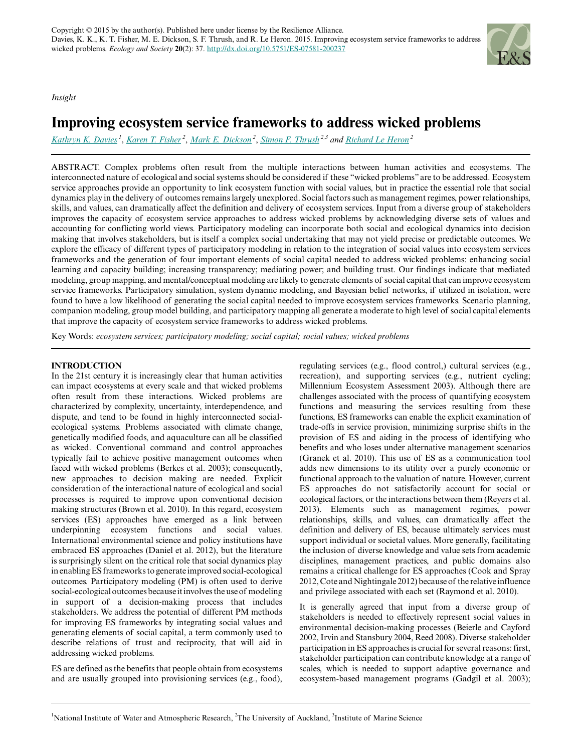Copyright © 2015 by the author(s). Published here under license by the Resilience Alliance.
Davies, K. K., K. T. Fisher, M. E. Dickson, S. F. Thrush, and R. Le Heron. 2015. Improving ecosystem service frameworks to address wicked problems. *Ecology and Society* **20**(2): 37. http://dx.doi.org/10.5751/ES-07581-200237

*Insight*

# Improving ecosystem service frameworks to address wicked problems

Kathryn K. Davies [1], Karen T. Fisher [2], Mark E. Dickson [2], Simon F. Thrush [2,3] and Richard Le Heron [2]

ABSTRACT. Complex problems often result from the multiple interactions between human activities and ecosystems. The interconnected nature of ecological and social systems should be considered if these "wicked problems" are to be addressed. Ecosystem service approaches provide an opportunity to link ecosystem function with social values, but in practice the essential role that social dynamics play in the delivery of outcomes remains largely unexplored. Social factors such as management regimes, power relationships, skills, and values, can dramatically affect the definition and delivery of ecosystem services. Input from a diverse group of stakeholders improves the capacity of ecosystem service approaches to address wicked problems by acknowledging diverse sets of values and accounting for conflicting world views. Participatory modeling can incorporate both social and ecological dynamics into decision making that involves stakeholders, but is itself a complex social undertaking that may not yield precise or predictable outcomes. We explore the efficacy of different types of participatory modeling in relation to the integration of social values into ecosystem services frameworks and the generation of four important elements of social capital needed to address wicked problems: enhancing social learning and capacity building; increasing transparency; mediating power; and building trust. Our findings indicate that mediated modeling, group mapping, and mental/conceptual modeling are likely to generate elements of social capital that can improve ecosystem service frameworks. Participatory simulation, system dynamic modeling, and Bayesian belief networks, if utilized in isolation, were found to have a low likelihood of generating the social capital needed to improve ecosystem services frameworks. Scenario planning, companion modeling, group model building, and participatory mapping all generate a moderate to high level of social capital elements that improve the capacity of ecosystem service frameworks to address wicked problems.

Key Words: *ecosystem services; participatory modeling; social capital; social values; wicked problems*

## INTRODUCTION

In the 21st century it is increasingly clear that human activities can impact ecosystems at every scale and that wicked problems often result from these interactions. Wicked problems are characterized by complexity, uncertainty, interdependence, and dispute, and tend to be found in highly interconnected social-ecological systems. Problems associated with climate change, genetically modified foods, and aquaculture can all be classified as wicked. Conventional command and control approaches typically fail to achieve positive management outcomes when faced with wicked problems (Berkes et al. 2003); consequently, new approaches to decision making are needed. Explicit consideration of the interactional nature of ecological and social processes is required to improve upon conventional decision making structures (Brown et al. 2010). In this regard, ecosystem services (ES) approaches have emerged as a link between underpinning ecosystem functions and social values. International environmental science and policy institutions have embraced ES approaches (Daniel et al. 2012), but the literature is surprisingly silent on the critical role that social dynamics play in enabling ES frameworks to generate improved social-ecological outcomes. Participatory modeling (PM) is often used to derive social-ecological outcomes because it involves the use of modeling in support of a decision-making process that includes stakeholders. We address the potential of different PM methods for improving ES frameworks by integrating social values and generating elements of social capital, a term commonly used to describe relations of trust and reciprocity, that will aid in addressing wicked problems.

ES are defined as the benefits that people obtain from ecosystems and are usually grouped into provisioning services (e.g., food), regulating services (e.g., flood control,) cultural services (e.g., recreation), and supporting services (e.g., nutrient cycling; Millennium Ecosystem Assessment 2003). Although there are challenges associated with the process of quantifying ecosystem functions and measuring the services resulting from these functions, ES frameworks can enable the explicit examination of trade-offs in service provision, minimizing surprise shifts in the provision of ES and aiding in the process of identifying who benefits and who loses under alternative management scenarios (Granek et al. 2010). This use of ES as a communication tool adds new dimensions to its utility over a purely economic or functional approach to the valuation of nature. However, current ES approaches do not satisfactorily account for social or ecological factors, or the interactions between them (Reyers et al. 2013). Elements such as management regimes, power relationships, skills, and values, can dramatically affect the definition and delivery of ES, because ultimately services must support individual or societal values. More generally, facilitating the inclusion of diverse knowledge and value sets from academic disciplines, management practices, and public domains also remains a critical challenge for ES approaches (Cook and Spray 2012, Cote and Nightingale 2012) because of the relative influence and privilege associated with each set (Raymond et al. 2010).

It is generally agreed that input from a diverse group of stakeholders is needed to effectively represent social values in environmental decision-making processes (Beierle and Cayford 2002, Irvin and Stansbury 2004, Reed 2008). Diverse stakeholder participation in ES approaches is crucial for several reasons: first, stakeholder participation can contribute knowledge at a range of scales, which is needed to support adaptive governance and ecosystem-based management programs (Gadgil et al. 2003);

[1]National Institute of Water and Atmospheric Research, [2]The University of Auckland, [3]Institute of Marine Science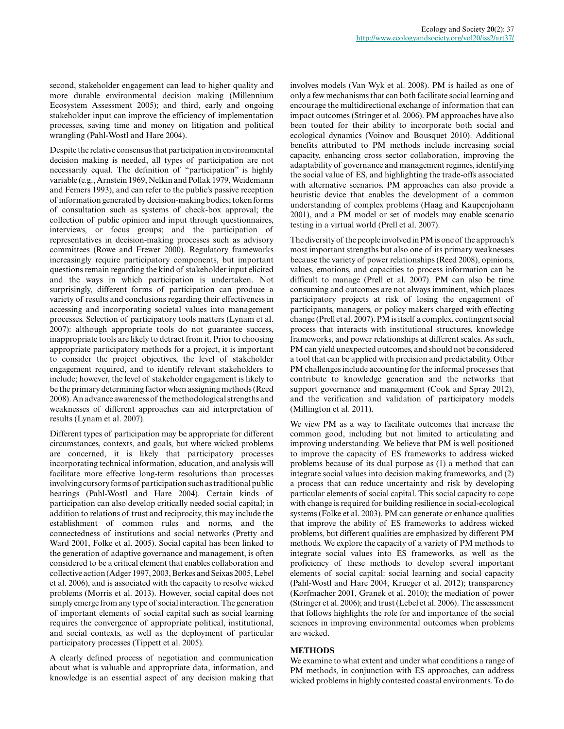second, stakeholder engagement can lead to higher quality and more durable environmental decision making (Millennium Ecosystem Assessment 2005); and third, early and ongoing stakeholder input can improve the efficiency of implementation processes, saving time and money on litigation and political wrangling (Pahl-Wostl and Hare 2004).

Despite the relative consensus that participation in environmental decision making is needed, all types of participation are not necessarily equal. The definition of "participation" is highly variable (e.g., Arnstein 1969, Nelkin and Pollak 1979, Weidemann and Femers 1993), and can refer to the public's passive reception of information generated by decision-making bodies; token forms of consultation such as systems of check-box approval; the collection of public opinion and input through questionnaires, interviews, or focus groups; and the participation of representatives in decision-making processes such as advisory committees (Rowe and Frewer 2000). Regulatory frameworks increasingly require participatory components, but important questions remain regarding the kind of stakeholder input elicited and the ways in which participation is undertaken. Not surprisingly, different forms of participation can produce a variety of results and conclusions regarding their effectiveness in accessing and incorporating societal values into management processes. Selection of participatory tools matters (Lynam et al. 2007): although appropriate tools do not guarantee success, inappropriate tools are likely to detract from it. Prior to choosing appropriate participatory methods for a project, it is important to consider the project objectives, the level of stakeholder engagement required, and to identify relevant stakeholders to include; however, the level of stakeholder engagement is likely to be the primary determining factor when assigning methods (Reed 2008). An advance awareness of the methodological strengths and weaknesses of different approaches can aid interpretation of results (Lynam et al. 2007).

Different types of participation may be appropriate for different circumstances, contexts, and goals, but where wicked problems are concerned, it is likely that participatory processes incorporating technical information, education, and analysis will facilitate more effective long-term resolutions than processes involving cursory forms of participation such as traditional public hearings (Pahl-Wostl and Hare 2004). Certain kinds of participation can also develop critically needed social capital; in addition to relations of trust and reciprocity, this may include the establishment of common rules and norms, and the connectedness of institutions and social networks (Pretty and Ward 2001, Folke et al. 2005). Social capital has been linked to the generation of adaptive governance and management, is often considered to be a critical element that enables collaboration and collective action (Adger 1997, 2003, Berkes and Seixas 2005, Lebel et al. 2006), and is associated with the capacity to resolve wicked problems (Morris et al. 2013). However, social capital does not simply emerge from any type of social interaction. The generation of important elements of social capital such as social learning requires the convergence of appropriate political, institutional, and social contexts, as well as the deployment of particular participatory processes (Tippett et al. 2005).

A clearly defined process of negotiation and communication about what is valuable and appropriate data, information, and knowledge is an essential aspect of any decision making that involves models (Van Wyk et al. 2008). PM is hailed as one of only a few mechanisms that can both facilitate social learning and encourage the multidirectional exchange of information that can impact outcomes (Stringer et al. 2006). PM approaches have also been touted for their ability to incorporate both social and ecological dynamics (Voinov and Bousquet 2010). Additional benefits attributed to PM methods include increasing social capacity, enhancing cross sector collaboration, improving the adaptability of governance and management regimes, identifying the social value of ES, and highlighting the trade-offs associated with alternative scenarios. PM approaches can also provide a heuristic device that enables the development of a common understanding of complex problems (Haag and Kaupenjohann 2001), and a PM model or set of models may enable scenario testing in a virtual world (Prell et al. 2007).

The diversity of the people involved in PM is one of the approach's most important strengths but also one of its primary weaknesses because the variety of power relationships (Reed 2008), opinions, values, emotions, and capacities to process information can be difficult to manage (Prell et al. 2007). PM can also be time consuming and outcomes are not always imminent, which places participatory projects at risk of losing the engagement of participants, managers, or policy makers charged with effecting change (Prell et al. 2007). PM is itself a complex, contingent social process that interacts with institutional structures, knowledge frameworks, and power relationships at different scales. As such, PM can yield unexpected outcomes, and should not be considered a tool that can be applied with precision and predictability. Other PM challenges include accounting for the informal processes that contribute to knowledge generation and the networks that support governance and management (Cook and Spray 2012), and the verification and validation of participatory models (Millington et al. 2011).

We view PM as a way to facilitate outcomes that increase the common good, including but not limited to articulating and improving understanding. We believe that PM is well positioned to improve the capacity of ES frameworks to address wicked problems because of its dual purpose as (1) a method that can integrate social values into decision making frameworks, and (2) a process that can reduce uncertainty and risk by developing particular elements of social capital. This social capacity to cope with change is required for building resilience in social-ecological systems (Folke et al. 2003). PM can generate or enhance qualities that improve the ability of ES frameworks to address wicked problems, but different qualities are emphasized by different PM methods. We explore the capacity of a variety of PM methods to integrate social values into ES frameworks, as well as the proficiency of these methods to develop several important elements of social capital: social learning and social capacity (Pahl-Wostl and Hare 2004, Krueger et al. 2012); transparency (Korfmacher 2001, Granek et al. 2010); the mediation of power (Stringer et al. 2006); and trust (Lebel et al. 2006). The assessment that follows highlights the role for and importance of the social sciences in improving environmental outcomes when problems are wicked.

## METHODS

We examine to what extent and under what conditions a range of PM methods, in conjunction with ES approaches, can address wicked problems in highly contested coastal environments. To do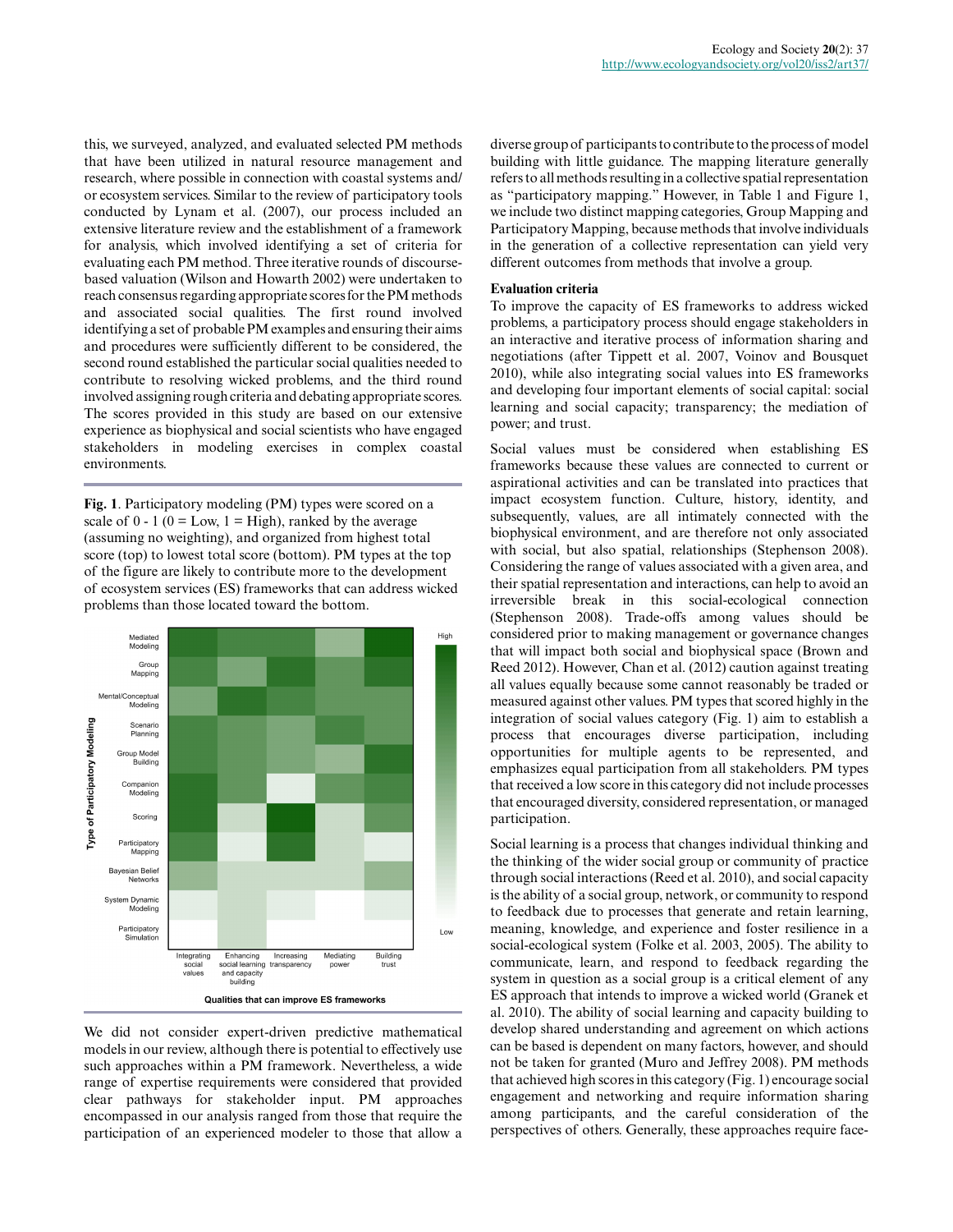this, we surveyed, analyzed, and evaluated selected PM methods that have been utilized in natural resource management and research, where possible in connection with coastal systems and/or ecosystem services. Similar to the review of participatory tools conducted by Lynam et al. (2007), our process included an extensive literature review and the establishment of a framework for analysis, which involved identifying a set of criteria for evaluating each PM method. Three iterative rounds of discourse-based valuation (Wilson and Howarth 2002) were undertaken to reach consensus regarding appropriate scores for the PM methods and associated social qualities. The first round involved identifying a set of probable PM examples and ensuring their aims and procedures were sufficiently different to be considered, the second round established the particular social qualities needed to contribute to resolving wicked problems, and the third round involved assigning rough criteria and debating appropriate scores. The scores provided in this study are based on our extensive experience as biophysical and social scientists who have engaged stakeholders in modeling exercises in complex coastal environments.

**Fig. 1**. Participatory modeling (PM) types were scored on a scale of 0 - 1 (0 = Low, 1 = High), ranked by the average (assuming no weighting), and organized from highest total score (top) to lowest total score (bottom). PM types at the top of the figure are likely to contribute more to the development of ecosystem services (ES) frameworks that can address wicked problems than those located toward the bottom.

Type of Participatory Modeling
Mediated Modeling
Group Mapping
Mental/Conceptual Modeling
Scenario Planning
Group Model Building
Companion Modeling
Scoring
Participatory Mapping
Bayesian Belief Networks
System Dynamic Modeling
Participatory Simulation

Integrating social values
Enhancing social learning and capacity building
Increasing transparency
Mediating power
Building trust

High
Low

Qualities that can improve ES frameworks

We did not consider expert-driven predictive mathematical models in our review, although there is potential to effectively use such approaches within a PM framework. Nevertheless, a wide range of expertise requirements were considered that provided clear pathways for stakeholder input. PM approaches encompassed in our analysis ranged from those that require the participation of an experienced modeler to those that allow a diverse group of participants to contribute to the process of model building with little guidance. The mapping literature generally refers to all methods resulting in a collective spatial representation as "participatory mapping." However, in Table 1 and Figure 1, we include two distinct mapping categories, Group Mapping and Participatory Mapping, because methods that involve individuals in the generation of a collective representation can yield very different outcomes from methods that involve a group.

### Evaluation criteria

To improve the capacity of ES frameworks to address wicked problems, a participatory process should engage stakeholders in an interactive and iterative process of information sharing and negotiations (after Tippett et al. 2007, Voinov and Bousquet 2010), while also integrating social values into ES frameworks and developing four important elements of social capital: social learning and social capacity; transparency; the mediation of power; and trust.

Social values must be considered when establishing ES frameworks because these values are connected to current or aspirational activities and can be translated into practices that impact ecosystem function. Culture, history, identity, and subsequently, values, are all intimately connected with the biophysical environment, and are therefore not only associated with social, but also spatial, relationships (Stephenson 2008). Considering the range of values associated with a given area, and their spatial representation and interactions, can help to avoid an irreversible break in this social-ecological connection (Stephenson 2008). Trade-offs among values should be considered prior to making management or governance changes that will impact both social and biophysical space (Brown and Reed 2012). However, Chan et al. (2012) caution against treating all values equally because some cannot reasonably be traded or measured against other values. PM types that scored highly in the integration of social values category (Fig. 1) aim to establish a process that encourages diverse participation, including opportunities for multiple agents to be represented, and emphasizes equal participation from all stakeholders. PM types that received a low score in this category did not include processes that encouraged diversity, considered representation, or managed participation.

Social learning is a process that changes individual thinking and the thinking of the wider social group or community of practice through social interactions (Reed et al. 2010), and social capacity is the ability of a social group, network, or community to respond to feedback due to processes that generate and retain learning, meaning, knowledge, and experience and foster resilience in a social-ecological system (Folke et al. 2003, 2005). The ability to communicate, learn, and respond to feedback regarding the system in question as a social group is a critical element of any ES approach that intends to improve a wicked world (Granek et al. 2010). The ability of social learning and capacity building to develop shared understanding and agreement on which actions can be based is dependent on many factors, however, and should not be taken for granted (Muro and Jeffrey 2008). PM methods that achieved high scores in this category (Fig. 1) encourage social engagement and networking and require information sharing among participants, and the careful consideration of the perspectives of others. Generally, these approaches require face-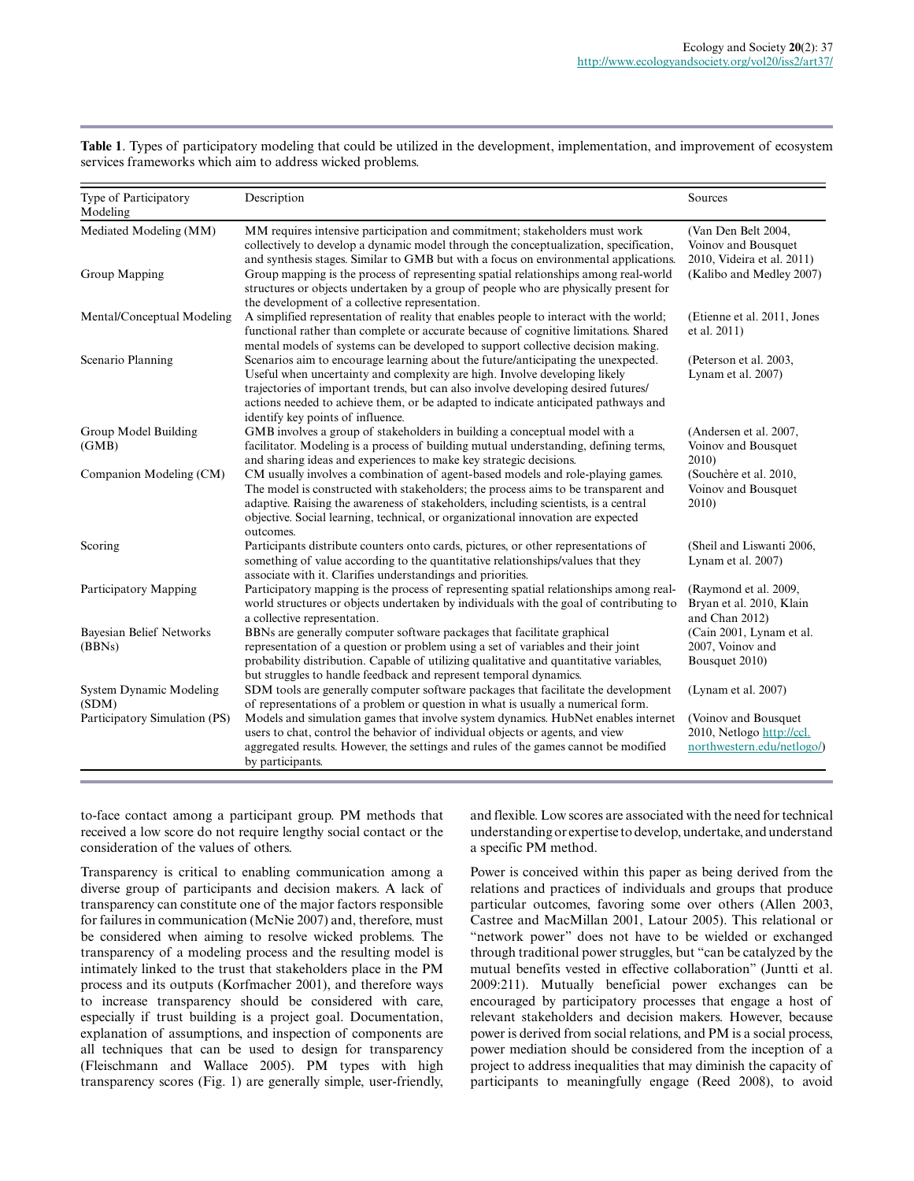**Table 1**. Types of participatory modeling that could be utilized in the development, implementation, and improvement of ecosystem services frameworks which aim to address wicked problems.

| Type of Participatory Modeling | Description | Sources |
|---|---|---|
| Mediated Modeling (MM) | MM requires intensive participation and commitment; stakeholders must work collectively to develop a dynamic model through the conceptualization, specification, and synthesis stages. Similar to GMB but with a focus on environmental applications. | (Van Den Belt 2004, Voinov and Bousquet 2010, Videira et al. 2011) |
| Group Mapping | Group mapping is the process of representing spatial relationships among real-world structures or objects undertaken by a group of people who are physically present for the development of a collective representation. | (Kalibo and Medley 2007) |
| Mental/Conceptual Modeling | A simplified representation of reality that enables people to interact with the world; functional rather than complete or accurate because of cognitive limitations. Shared mental models of systems can be developed to support collective decision making. | (Etienne et al. 2011, Jones et al. 2011) |
| Scenario Planning | Scenarios aim to encourage learning about the future/anticipating the unexpected. Useful when uncertainty and complexity are high. Involve developing likely trajectories of important trends, but can also involve developing desired futures/ actions needed to achieve them, or be adapted to indicate anticipated pathways and identify key points of influence. | (Peterson et al. 2003, Lynam et al. 2007) |
| Group Model Building (GMB) | GMB involves a group of stakeholders in building a conceptual model with a facilitator. Modeling is a process of building mutual understanding, defining terms, and sharing ideas and experiences to make key strategic decisions. | (Andersen et al. 2007, Voinov and Bousquet 2010) |
| Companion Modeling (CM) | CM usually involves a combination of agent-based models and role-playing games. The model is constructed with stakeholders; the process aims to be transparent and adaptive. Raising the awareness of stakeholders, including scientists, is a central objective. Social learning, technical, or organizational innovation are expected outcomes. | (Souchère et al. 2010, Voinov and Bousquet 2010) |
| Scoring | Participants distribute counters onto cards, pictures, or other representations of something of value according to the quantitative relationships/values that they associate with it. Clarifies understandings and priorities. | (Sheil and Liswanti 2006, Lynam et al. 2007) |
| Participatory Mapping | Participatory mapping is the process of representing spatial relationships among real-world structures or objects undertaken by individuals with the goal of contributing to a collective representation. | (Raymond et al. 2009, Bryan et al. 2010, Klain and Chan 2012) |
| Bayesian Belief Networks (BBNs) | BBNs are generally computer software packages that facilitate graphical representation of a question or problem using a set of variables and their joint probability distribution. Capable of utilizing qualitative and quantitative variables, but struggles to handle feedback and represent temporal dynamics. | (Cain 2001, Lynam et al. 2007, Voinov and Bousquet 2010) |
| System Dynamic Modeling (SDM) | SDM tools are generally computer software packages that facilitate the development of representations of a problem or question in what is usually a numerical form. | (Lynam et al. 2007) |
| Participatory Simulation (PS) | Models and simulation games that involve system dynamics. HubNet enables internet users to chat, control the behavior of individual objects or agents, and view aggregated results. However, the settings and rules of the games cannot be modified by participants. | (Voinov and Bousquet 2010, Netlogo http://ccl.northwestern.edu/netlogo/) |

to-face contact among a participant group. PM methods that received a low score do not require lengthy social contact or the consideration of the values of others.

Transparency is critical to enabling communication among a diverse group of participants and decision makers. A lack of transparency can constitute one of the major factors responsible for failures in communication (McNie 2007) and, therefore, must be considered when aiming to resolve wicked problems. The transparency of a modeling process and the resulting model is intimately linked to the trust that stakeholders place in the PM process and its outputs (Korfmacher 2001), and therefore ways to increase transparency should be considered with care, especially if trust building is a project goal. Documentation, explanation of assumptions, and inspection of components are all techniques that can be used to design for transparency (Fleischmann and Wallace 2005). PM types with high transparency scores (Fig. 1) are generally simple, user-friendly, and flexible. Low scores are associated with the need for technical understanding or expertise to develop, undertake, and understand a specific PM method.

Power is conceived within this paper as being derived from the relations and practices of individuals and groups that produce particular outcomes, favoring some over others (Allen 2003, Castree and MacMillan 2001, Latour 2005). This relational or "network power" does not have to be wielded or exchanged through traditional power struggles, but "can be catalyzed by the mutual benefits vested in effective collaboration" (Juntti et al. 2009:211). Mutually beneficial power exchanges can be encouraged by participatory processes that engage a host of relevant stakeholders and decision makers. However, because power is derived from social relations, and PM is a social process, power mediation should be considered from the inception of a project to address inequalities that may diminish the capacity of participants to meaningfully engage (Reed 2008), to avoid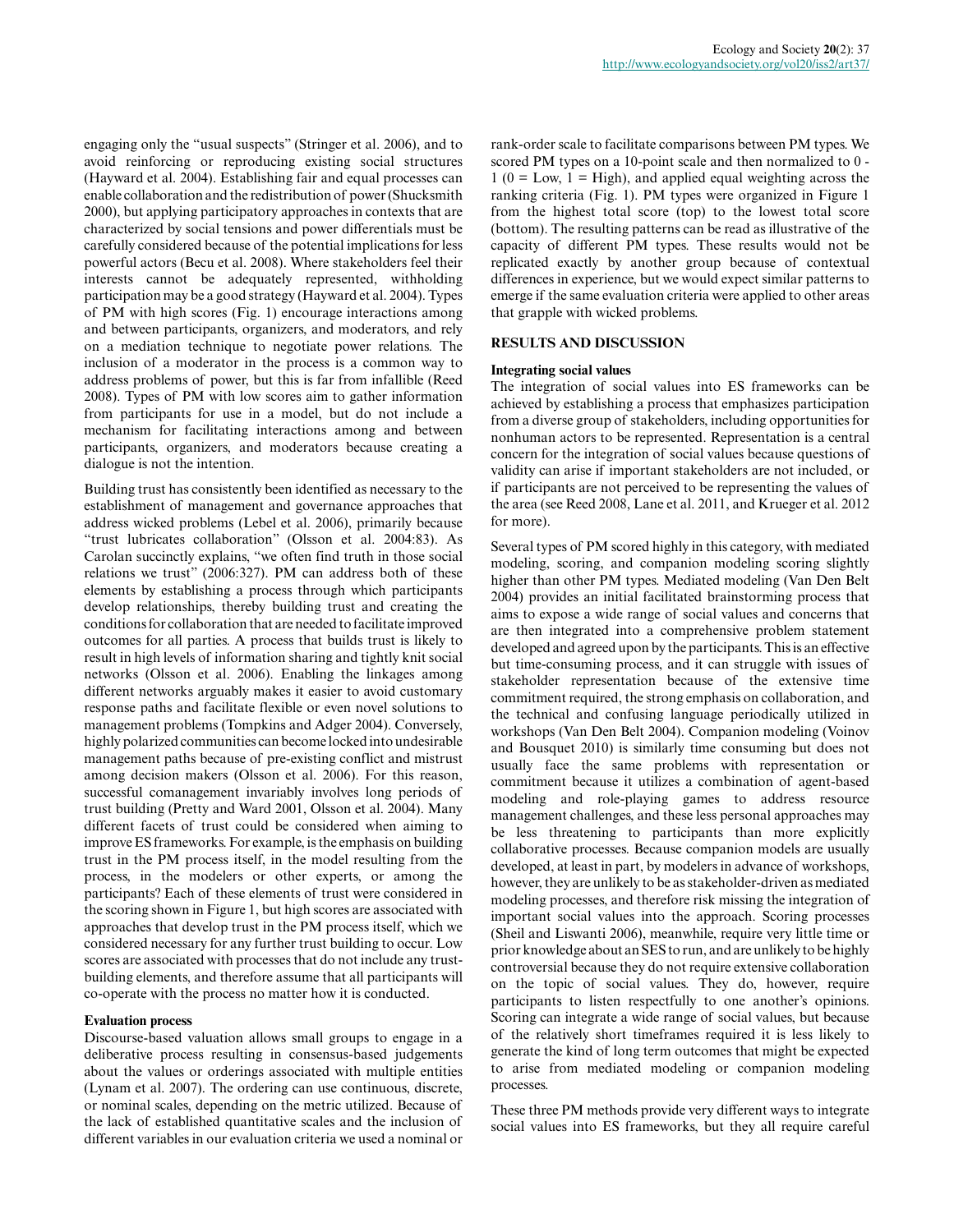engaging only the "usual suspects" (Stringer et al. 2006), and to avoid reinforcing or reproducing existing social structures (Hayward et al. 2004). Establishing fair and equal processes can enable collaboration and the redistribution of power (Shucksmith 2000), but applying participatory approaches in contexts that are characterized by social tensions and power differentials must be carefully considered because of the potential implications for less powerful actors (Becu et al. 2008). Where stakeholders feel their interests cannot be adequately represented, withholding participation may be a good strategy (Hayward et al. 2004). Types of PM with high scores (Fig. 1) encourage interactions among and between participants, organizers, and moderators, and rely on a mediation technique to negotiate power relations. The inclusion of a moderator in the process is a common way to address problems of power, but this is far from infallible (Reed 2008). Types of PM with low scores aim to gather information from participants for use in a model, but do not include a mechanism for facilitating interactions among and between participants, organizers, and moderators because creating a dialogue is not the intention.

Building trust has consistently been identified as necessary to the establishment of management and governance approaches that address wicked problems (Lebel et al. 2006), primarily because "trust lubricates collaboration" (Olsson et al. 2004:83). As Carolan succinctly explains, "we often find truth in those social relations we trust" (2006:327). PM can address both of these elements by establishing a process through which participants develop relationships, thereby building trust and creating the conditions for collaboration that are needed to facilitate improved outcomes for all parties. A process that builds trust is likely to result in high levels of information sharing and tightly knit social networks (Olsson et al. 2006). Enabling the linkages among different networks arguably makes it easier to avoid customary response paths and facilitate flexible or even novel solutions to management problems (Tompkins and Adger 2004). Conversely, highly polarized communities can become locked into undesirable management paths because of pre-existing conflict and mistrust among decision makers (Olsson et al. 2006). For this reason, successful comanagement invariably involves long periods of trust building (Pretty and Ward 2001, Olsson et al. 2004). Many different facets of trust could be considered when aiming to improve ES frameworks. For example, is the emphasis on building trust in the PM process itself, in the model resulting from the process, in the modelers or other experts, or among the participants? Each of these elements of trust were considered in the scoring shown in Figure 1, but high scores are associated with approaches that develop trust in the PM process itself, which we considered necessary for any further trust building to occur. Low scores are associated with processes that do not include any trust-building elements, and therefore assume that all participants will co-operate with the process no matter how it is conducted.

### Evaluation process

Discourse-based valuation allows small groups to engage in a deliberative process resulting in consensus-based judgements about the values or orderings associated with multiple entities (Lynam et al. 2007). The ordering can use continuous, discrete, or nominal scales, depending on the metric utilized. Because of the lack of established quantitative scales and the inclusion of different variables in our evaluation criteria we used a nominal or rank-order scale to facilitate comparisons between PM types. We scored PM types on a 10-point scale and then normalized to 0 - 1 (0 = Low, 1 = High), and applied equal weighting across the ranking criteria (Fig. 1). PM types were organized in Figure 1 from the highest total score (top) to the lowest total score (bottom). The resulting patterns can be read as illustrative of the capacity of different PM types. These results would not be replicated exactly by another group because of contextual differences in experience, but we would expect similar patterns to emerge if the same evaluation criteria were applied to other areas that grapple with wicked problems.

## RESULTS AND DISCUSSION

### Integrating social values

The integration of social values into ES frameworks can be achieved by establishing a process that emphasizes participation from a diverse group of stakeholders, including opportunities for nonhuman actors to be represented. Representation is a central concern for the integration of social values because questions of validity can arise if important stakeholders are not included, or if participants are not perceived to be representing the values of the area (see Reed 2008, Lane et al. 2011, and Krueger et al. 2012 for more).

Several types of PM scored highly in this category, with mediated modeling, scoring, and companion modeling scoring slightly higher than other PM types. Mediated modeling (Van Den Belt 2004) provides an initial facilitated brainstorming process that aims to expose a wide range of social values and concerns that are then integrated into a comprehensive problem statement developed and agreed upon by the participants. This is an effective but time-consuming process, and it can struggle with issues of stakeholder representation because of the extensive time commitment required, the strong emphasis on collaboration, and the technical and confusing language periodically utilized in workshops (Van Den Belt 2004). Companion modeling (Voinov and Bousquet 2010) is similarly time consuming but does not usually face the same problems with representation or commitment because it utilizes a combination of agent-based modeling and role-playing games to address resource management challenges, and these less personal approaches may be less threatening to participants than more explicitly collaborative processes. Because companion models are usually developed, at least in part, by modelers in advance of workshops, however, they are unlikely to be as stakeholder-driven as mediated modeling processes, and therefore risk missing the integration of important social values into the approach. Scoring processes (Sheil and Liswanti 2006), meanwhile, require very little time or prior knowledge about an SES to run, and are unlikely to be highly controversial because they do not require extensive collaboration on the topic of social values. They do, however, require participants to listen respectfully to one another's opinions. Scoring can integrate a wide range of social values, but because of the relatively short timeframes required it is less likely to generate the kind of long term outcomes that might be expected to arise from mediated modeling or companion modeling processes.

These three PM methods provide very different ways to integrate social values into ES frameworks, but they all require careful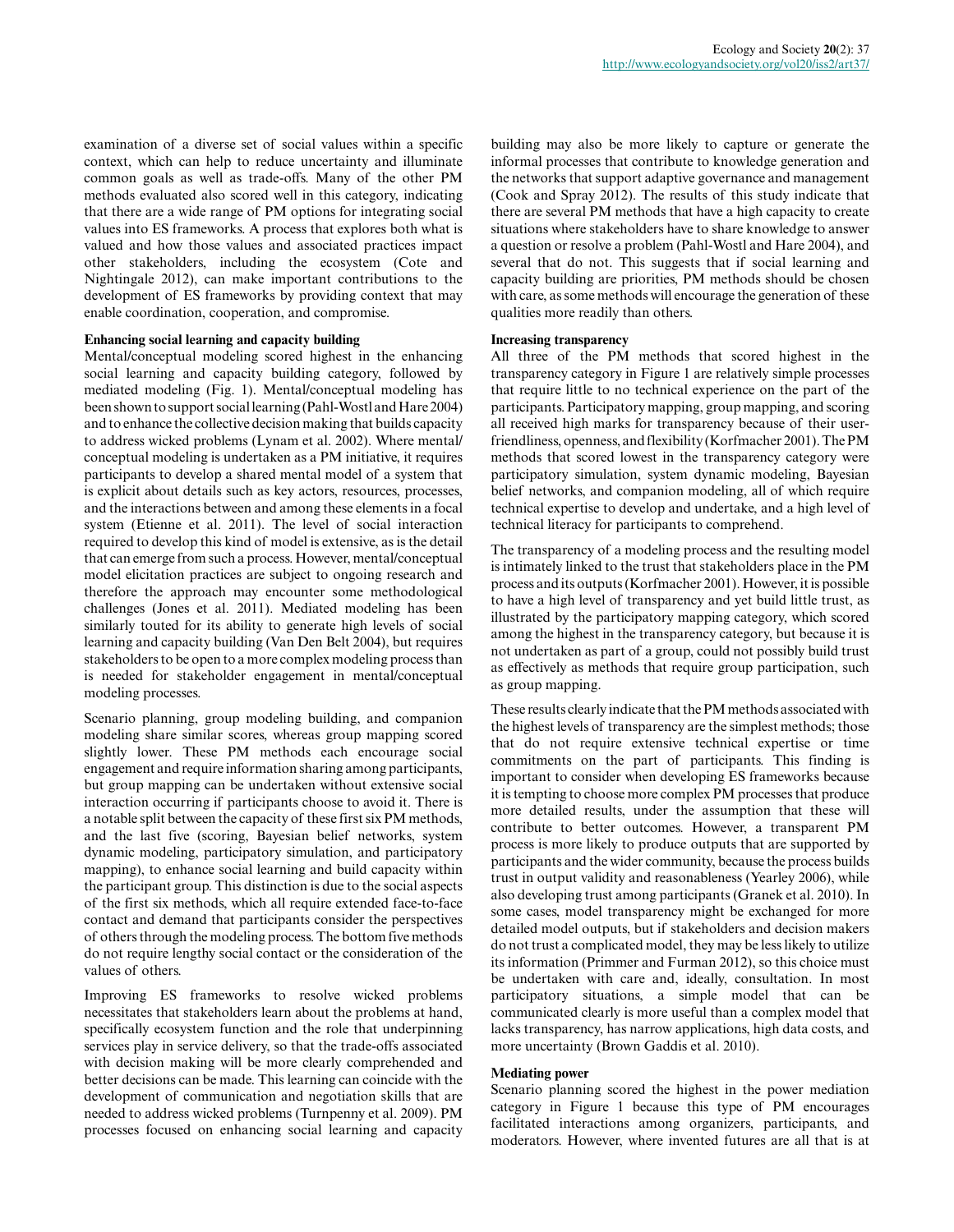examination of a diverse set of social values within a specific context, which can help to reduce uncertainty and illuminate common goals as well as trade-offs. Many of the other PM methods evaluated also scored well in this category, indicating that there are a wide range of PM options for integrating social values into ES frameworks. A process that explores both what is valued and how those values and associated practices impact other stakeholders, including the ecosystem (Cote and Nightingale 2012), can make important contributions to the development of ES frameworks by providing context that may enable coordination, cooperation, and compromise.

### Enhancing social learning and capacity building

Mental/conceptual modeling scored highest in the enhancing social learning and capacity building category, followed by mediated modeling (Fig. 1). Mental/conceptual modeling has been shown to support social learning (Pahl-Wostl and Hare 2004) and to enhance the collective decision making that builds capacity to address wicked problems (Lynam et al. 2002). Where mental/conceptual modeling is undertaken as a PM initiative, it requires participants to develop a shared mental model of a system that is explicit about details such as key actors, resources, processes, and the interactions between and among these elements in a focal system (Etienne et al. 2011). The level of social interaction required to develop this kind of model is extensive, as is the detail that can emerge from such a process. However, mental/conceptual model elicitation practices are subject to ongoing research and therefore the approach may encounter some methodological challenges (Jones et al. 2011). Mediated modeling has been similarly touted for its ability to generate high levels of social learning and capacity building (Van Den Belt 2004), but requires stakeholders to be open to a more complex modeling process than is needed for stakeholder engagement in mental/conceptual modeling processes.

Scenario planning, group modeling building, and companion modeling share similar scores, whereas group mapping scored slightly lower. These PM methods each encourage social engagement and require information sharing among participants, but group mapping can be undertaken without extensive social interaction occurring if participants choose to avoid it. There is a notable split between the capacity of these first six PM methods, and the last five (scoring, Bayesian belief networks, system dynamic modeling, participatory simulation, and participatory mapping), to enhance social learning and build capacity within the participant group. This distinction is due to the social aspects of the first six methods, which all require extended face-to-face contact and demand that participants consider the perspectives of others through the modeling process. The bottom five methods do not require lengthy social contact or the consideration of the values of others.

Improving ES frameworks to resolve wicked problems necessitates that stakeholders learn about the problems at hand, specifically ecosystem function and the role that underpinning services play in service delivery, so that the trade-offs associated with decision making will be more clearly comprehended and better decisions can be made. This learning can coincide with the development of communication and negotiation skills that are needed to address wicked problems (Turnpenny et al. 2009). PM processes focused on enhancing social learning and capacity building may also be more likely to capture or generate the informal processes that contribute to knowledge generation and the networks that support adaptive governance and management (Cook and Spray 2012). The results of this study indicate that there are several PM methods that have a high capacity to create situations where stakeholders have to share knowledge to answer a question or resolve a problem (Pahl-Wostl and Hare 2004), and several that do not. This suggests that if social learning and capacity building are priorities, PM methods should be chosen with care, as some methods will encourage the generation of these qualities more readily than others.

### Increasing transparency

All three of the PM methods that scored highest in the transparency category in Figure 1 are relatively simple processes that require little to no technical experience on the part of the participants. Participatory mapping, group mapping, and scoring all received high marks for transparency because of their user-friendliness, openness, and flexibility (Korfmacher 2001). The PM methods that scored lowest in the transparency category were participatory simulation, system dynamic modeling, Bayesian belief networks, and companion modeling, all of which require technical expertise to develop and undertake, and a high level of technical literacy for participants to comprehend.

The transparency of a modeling process and the resulting model is intimately linked to the trust that stakeholders place in the PM process and its outputs (Korfmacher 2001). However, it is possible to have a high level of transparency and yet build little trust, as illustrated by the participatory mapping category, which scored among the highest in the transparency category, but because it is not undertaken as part of a group, could not possibly build trust as effectively as methods that require group participation, such as group mapping.

These results clearly indicate that the PM methods associated with the highest levels of transparency are the simplest methods; those that do not require extensive technical expertise or time commitments on the part of participants. This finding is important to consider when developing ES frameworks because it is tempting to choose more complex PM processes that produce more detailed results, under the assumption that these will contribute to better outcomes. However, a transparent PM process is more likely to produce outputs that are supported by participants and the wider community, because the process builds trust in output validity and reasonableness (Yearley 2006), while also developing trust among participants (Granek et al. 2010). In some cases, model transparency might be exchanged for more detailed model outputs, but if stakeholders and decision makers do not trust a complicated model, they may be less likely to utilize its information (Primmer and Furman 2012), so this choice must be undertaken with care and, ideally, consultation. In most participatory situations, a simple model that can be communicated clearly is more useful than a complex model that lacks transparency, has narrow applications, high data costs, and more uncertainty (Brown Gaddis et al. 2010).

### Mediating power

Scenario planning scored the highest in the power mediation category in Figure 1 because this type of PM encourages facilitated interactions among organizers, participants, and moderators. However, where invented futures are all that is at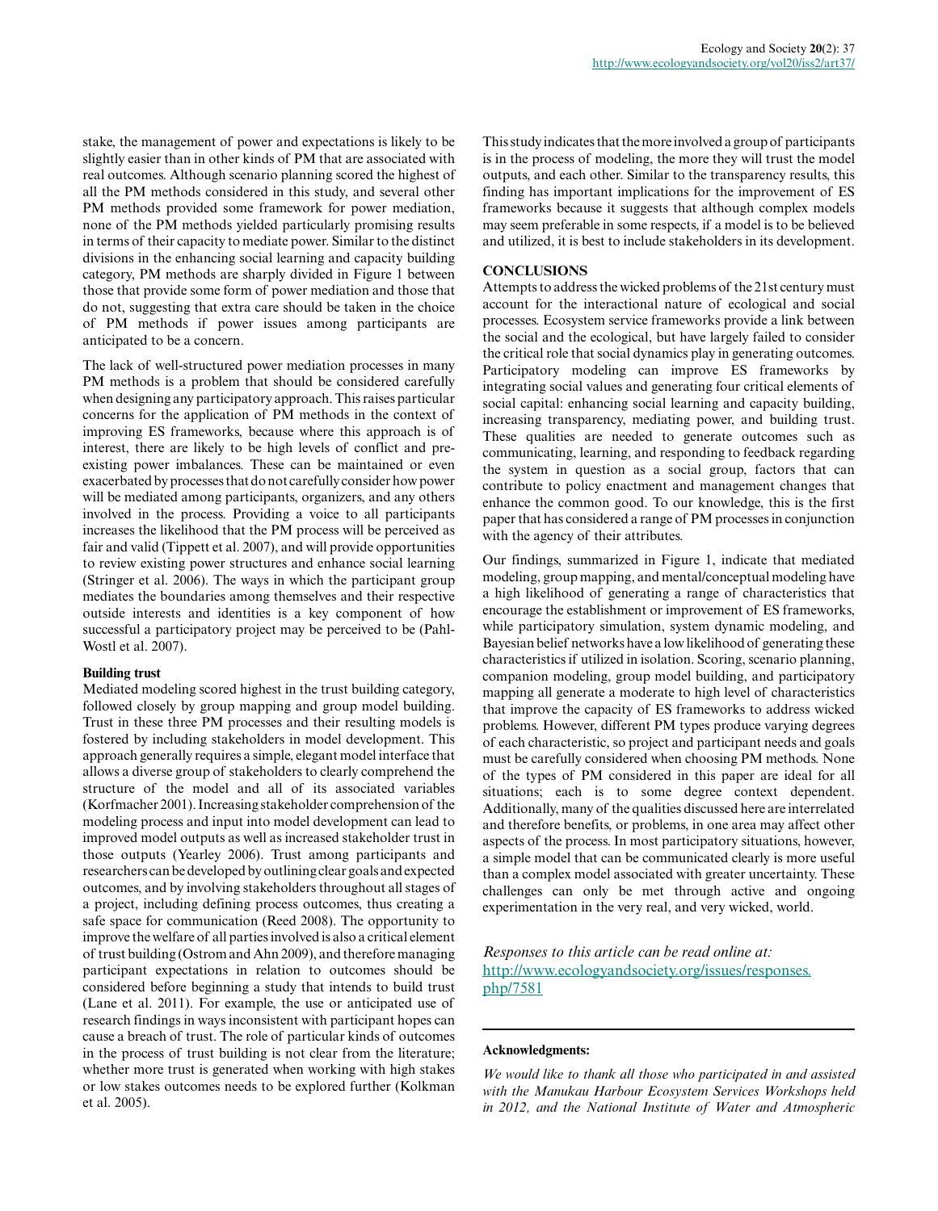stake, the management of power and expectations is likely to be slightly easier than in other kinds of PM that are associated with real outcomes. Although scenario planning scored the highest of all the PM methods considered in this study, and several other PM methods provided some framework for power mediation, none of the PM methods yielded particularly promising results in terms of their capacity to mediate power. Similar to the distinct divisions in the enhancing social learning and capacity building category, PM methods are sharply divided in Figure 1 between those that provide some form of power mediation and those that do not, suggesting that extra care should be taken in the choice of PM methods if power issues among participants are anticipated to be a concern.

The lack of well-structured power mediation processes in many PM methods is a problem that should be considered carefully when designing any participatory approach. This raises particular concerns for the application of PM methods in the context of improving ES frameworks, because where this approach is of interest, there are likely to be high levels of conflict and pre-existing power imbalances. These can be maintained or even exacerbated by processes that do not carefully consider how power will be mediated among participants, organizers, and any others involved in the process. Providing a voice to all participants increases the likelihood that the PM process will be perceived as fair and valid (Tippett et al. 2007), and will provide opportunities to review existing power structures and enhance social learning (Stringer et al. 2006). The ways in which the participant group mediates the boundaries among themselves and their respective outside interests and identities is a key component of how successful a participatory project may be perceived to be (Pahl-Wostl et al. 2007).

### Building trust

Mediated modeling scored highest in the trust building category, followed closely by group mapping and group model building. Trust in these three PM processes and their resulting models is fostered by including stakeholders in model development. This approach generally requires a simple, elegant model interface that allows a diverse group of stakeholders to clearly comprehend the structure of the model and all of its associated variables (Korfmacher 2001). Increasing stakeholder comprehension of the modeling process and input into model development can lead to improved model outputs as well as increased stakeholder trust in those outputs (Yearley 2006). Trust among participants and researchers can be developed by outlining clear goals and expected outcomes, and by involving stakeholders throughout all stages of a project, including defining process outcomes, thus creating a safe space for communication (Reed 2008). The opportunity to improve the welfare of all parties involved is also a critical element of trust building (Ostrom and Ahn 2009), and therefore managing participant expectations in relation to outcomes should be considered before beginning a study that intends to build trust (Lane et al. 2011). For example, the use or anticipated use of research findings in ways inconsistent with participant hopes can cause a breach of trust. The role of particular kinds of outcomes in the process of trust building is not clear from the literature; whether more trust is generated when working with high stakes or low stakes outcomes needs to be explored further (Kolkman et al. 2005).

This study indicates that the more involved a group of participants is in the process of modeling, the more they will trust the model outputs, and each other. Similar to the transparency results, this finding has important implications for the improvement of ES frameworks because it suggests that although complex models may seem preferable in some respects, if a model is to be believed and utilized, it is best to include stakeholders in its development.

## CONCLUSIONS

Attempts to address the wicked problems of the 21st century must account for the interactional nature of ecological and social processes. Ecosystem service frameworks provide a link between the social and the ecological, but have largely failed to consider the critical role that social dynamics play in generating outcomes. Participatory modeling can improve ES frameworks by integrating social values and generating four critical elements of social capital: enhancing social learning and capacity building, increasing transparency, mediating power, and building trust. These qualities are needed to generate outcomes such as communicating, learning, and responding to feedback regarding the system in question as a social group, factors that can contribute to policy enactment and management changes that enhance the common good. To our knowledge, this is the first paper that has considered a range of PM processes in conjunction with the agency of their attributes.

Our findings, summarized in Figure 1, indicate that mediated modeling, group mapping, and mental/conceptual modeling have a high likelihood of generating a range of characteristics that encourage the establishment or improvement of ES frameworks, while participatory simulation, system dynamic modeling, and Bayesian belief networks have a low likelihood of generating these characteristics if utilized in isolation. Scoring, scenario planning, companion modeling, group model building, and participatory mapping all generate a moderate to high level of characteristics that improve the capacity of ES frameworks to address wicked problems. However, different PM types produce varying degrees of each characteristic, so project and participant needs and goals must be carefully considered when choosing PM methods. None of the types of PM considered in this paper are ideal for all situations; each is to some degree context dependent. Additionally, many of the qualities discussed here are interrelated and therefore benefits, or problems, in one area may affect other aspects of the process. In most participatory situations, however, a simple model that can be communicated clearly is more useful than a complex model associated with greater uncertainty. These challenges can only be met through active and ongoing experimentation in the very real, and very wicked, world.

*Responses to this article can be read online at:*
http://www.ecologyandsociety.org/issues/responses.php/7581

---

**Acknowledgments:**

*We would like to thank all those who participated in and assisted with the Manukau Harbour Ecosystem Services Workshops held in 2012, and the National Institute of Water and Atmospheric*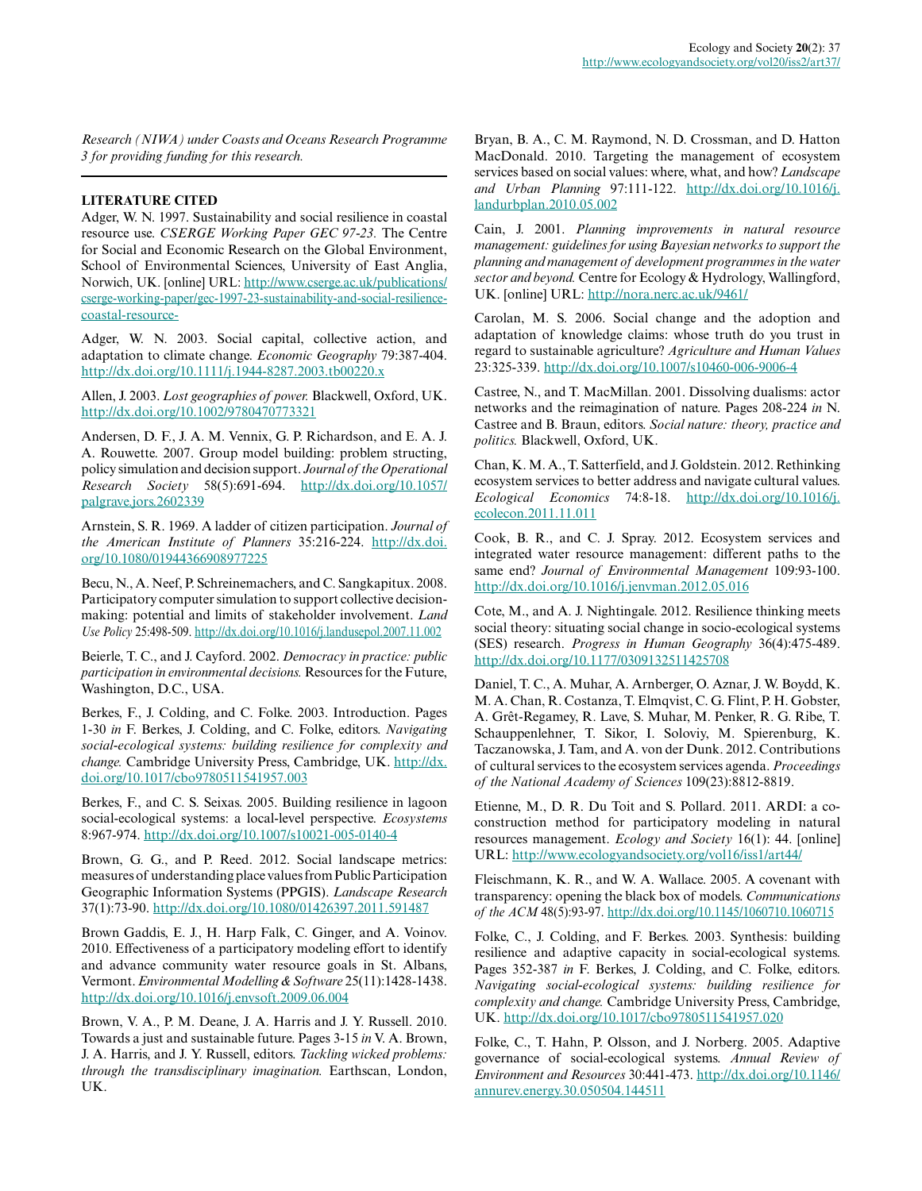*Research (NIWA) under Coasts and Oceans Research Programme 3 for providing funding for this research.*

## LITERATURE CITED

Adger, W. N. 1997. Sustainability and social resilience in coastal resource use. *CSERGE Working Paper GEC 97-23.* The Centre for Social and Economic Research on the Global Environment, School of Environmental Sciences, University of East Anglia, Norwich, UK. [online] URL: http://www.cserge.ac.uk/publications/cserge-working-paper/gec-1997-23-sustainability-and-social-resilience-coastal-resource-

Adger, W. N. 2003. Social capital, collective action, and adaptation to climate change. *Economic Geography* 79:387-404. http://dx.doi.org/10.1111/j.1944-8287.2003.tb00220.x

Allen, J. 2003. *Lost geographies of power.* Blackwell, Oxford, UK. http://dx.doi.org/10.1002/9780470773321

Andersen, D. F., J. A. M. Vennix, G. P. Richardson, and E. A. J. A. Rouwette. 2007. Group model building: problem structing, policy simulation and decision support. *Journal of the Operational Research Society* 58(5):691-694. http://dx.doi.org/10.1057/palgrave.jors.2602339

Arnstein, S. R. 1969. A ladder of citizen participation. *Journal of the American Institute of Planners* 35:216-224. http://dx.doi.org/10.1080/01944366908977225

Becu, N., A. Neef, P. Schreinemachers, and C. Sangkapitux. 2008. Participatory computer simulation to support collective decision-making: potential and limits of stakeholder involvement. *Land Use Policy* 25:498-509. http://dx.doi.org/10.1016/j.landusepol.2007.11.002

Beierle, T. C., and J. Cayford. 2002. *Democracy in practice: public participation in environmental decisions.* Resources for the Future, Washington, D.C., USA.

Berkes, F., J. Colding, and C. Folke. 2003. Introduction. Pages 1-30 *in* F. Berkes, J. Colding, and C. Folke, editors. *Navigating social-ecological systems: building resilience for complexity and change.* Cambridge University Press, Cambridge, UK. http://dx.doi.org/10.1017/cbo9780511541957.003

Berkes, F., and C. S. Seixas. 2005. Building resilience in lagoon social-ecological systems: a local-level perspective. *Ecosystems* 8:967-974. http://dx.doi.org/10.1007/s10021-005-0140-4

Brown, G. G., and P. Reed. 2012. Social landscape metrics: measures of understanding place values from Public Participation Geographic Information Systems (PPGIS). *Landscape Research* 37(1):73-90. http://dx.doi.org/10.1080/01426397.2011.591487

Brown Gaddis, E. J., H. Harp Falk, C. Ginger, and A. Voinov. 2010. Effectiveness of a participatory modeling effort to identify and advance community water resource goals in St. Albans, Vermont. *Environmental Modelling & Software* 25(11):1428-1438. http://dx.doi.org/10.1016/j.envsoft.2009.06.004

Brown, V. A., P. M. Deane, J. A. Harris and J. Y. Russell. 2010. Towards a just and sustainable future. Pages 3-15 *in* V. A. Brown, J. A. Harris, and J. Y. Russell, editors. *Tackling wicked problems: through the transdisciplinary imagination.* Earthscan, London, UK.

Bryan, B. A., C. M. Raymond, N. D. Crossman, and D. Hatton MacDonald. 2010. Targeting the management of ecosystem services based on social values: where, what, and how? *Landscape and Urban Planning* 97:111-122. http://dx.doi.org/10.1016/j.landurbplan.2010.05.002

Cain, J. 2001. *Planning improvements in natural resource management: guidelines for using Bayesian networks to support the planning and management of development programmes in the water sector and beyond.* Centre for Ecology & Hydrology, Wallingford, UK. [online] URL: http://nora.nerc.ac.uk/9461/

Carolan, M. S. 2006. Social change and the adoption and adaptation of knowledge claims: whose truth do you trust in regard to sustainable agriculture? *Agriculture and Human Values* 23:325-339. http://dx.doi.org/10.1007/s10460-006-9006-4

Castree, N., and T. MacMillan. 2001. Dissolving dualisms: actor networks and the reimagination of nature. Pages 208-224 *in* N. Castree and B. Braun, editors. *Social nature: theory, practice and politics.* Blackwell, Oxford, UK.

Chan, K. M. A., T. Satterfield, and J. Goldstein. 2012. Rethinking ecosystem services to better address and navigate cultural values. *Ecological Economics* 74:8-18. http://dx.doi.org/10.1016/j.ecolecon.2011.11.011

Cook, B. R., and C. J. Spray. 2012. Ecosystem services and integrated water resource management: different paths to the same end? *Journal of Environmental Management* 109:93-100. http://dx.doi.org/10.1016/j.jenvman.2012.05.016

Cote, M., and A. J. Nightingale. 2012. Resilience thinking meets social theory: situating social change in socio-ecological systems (SES) research. *Progress in Human Geography* 36(4):475-489. http://dx.doi.org/10.1177/0309132511425708

Daniel, T. C., A. Muhar, A. Arnberger, O. Aznar, J. W. Boydd, K. M. A. Chan, R. Costanza, T. Elmqvist, C. G. Flint, P. H. Gobster, A. Grêt-Regamey, R. Lave, S. Muhar, M. Penker, R. G. Ribe, T. Schauppenlehner, T. Sikor, I. Soloviy, M. Spierenburg, K. Taczanowska, J. Tam, and A. von der Dunk. 2012. Contributions of cultural services to the ecosystem services agenda. *Proceedings of the National Academy of Sciences* 109(23):8812-8819.

Etienne, M., D. R. Du Toit and S. Pollard. 2011. ARDI: a co-construction method for participatory modeling in natural resources management. *Ecology and Society* 16(1): 44. [online] URL: http://www.ecologyandsociety.org/vol16/iss1/art44/

Fleischmann, K. R., and W. A. Wallace. 2005. A covenant with transparency: opening the black box of models. *Communications of the ACM* 48(5):93-97. http://dx.doi.org/10.1145/1060710.1060715

Folke, C., J. Colding, and F. Berkes. 2003. Synthesis: building resilience and adaptive capacity in social-ecological systems. Pages 352-387 *in* F. Berkes, J. Colding, and C. Folke, editors. *Navigating social-ecological systems: building resilience for complexity and change.* Cambridge University Press, Cambridge, UK. http://dx.doi.org/10.1017/cbo9780511541957.020

Folke, C., T. Hahn, P. Olsson, and J. Norberg. 2005. Adaptive governance of social-ecological systems. *Annual Review of Environment and Resources* 30:441-473. http://dx.doi.org/10.1146/annurev.energy.30.050504.144511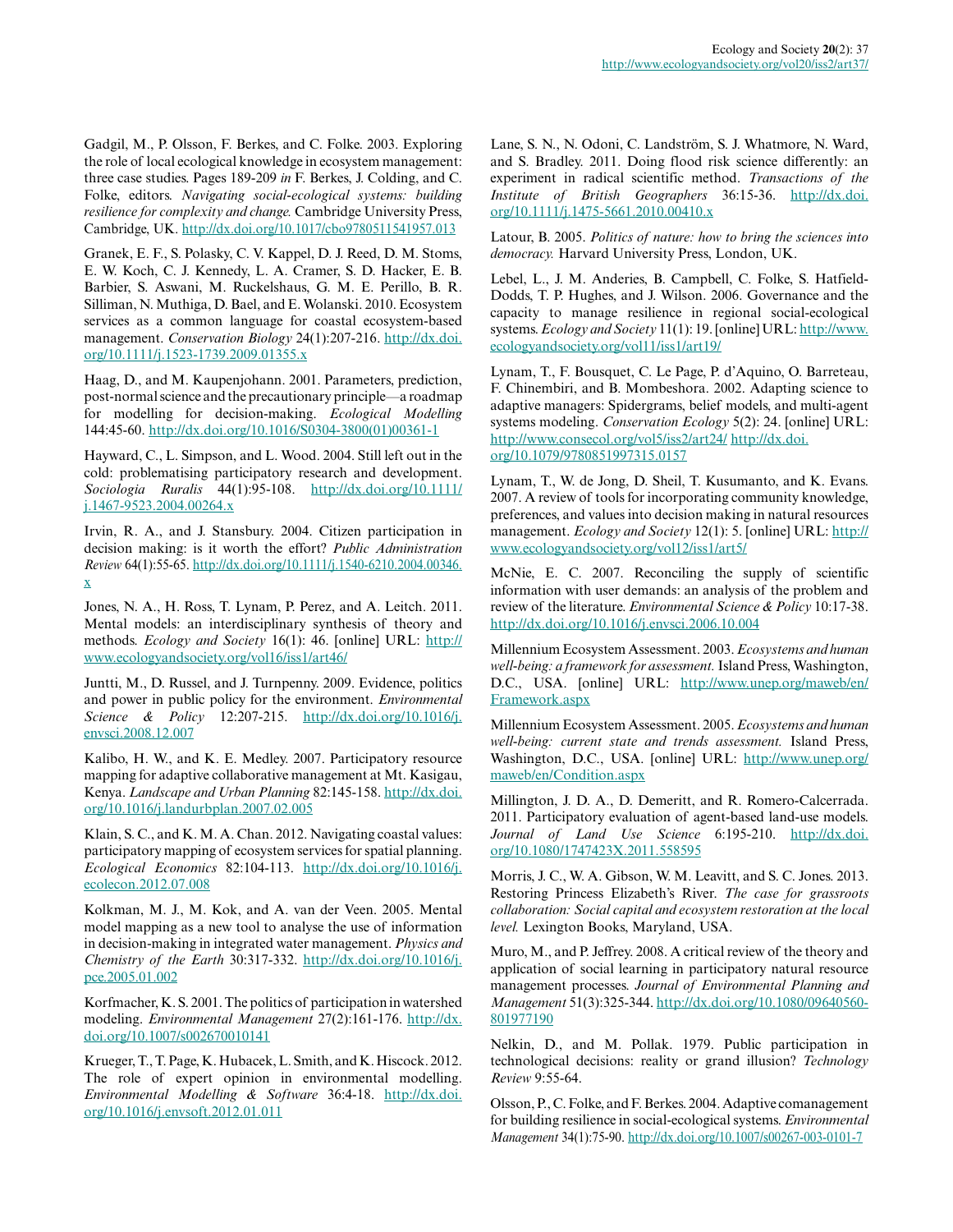Gadgil, M., P. Olsson, F. Berkes, and C. Folke. 2003. Exploring the role of local ecological knowledge in ecosystem management: three case studies. Pages 189-209 *in* F. Berkes, J. Colding, and C. Folke, editors. *Navigating social-ecological systems: building resilience for complexity and change.* Cambridge University Press, Cambridge, UK. http://dx.doi.org/10.1017/cbo9780511541957.013

Granek, E. F., S. Polasky, C. V. Kappel, D. J. Reed, D. M. Stoms, E. W. Koch, C. J. Kennedy, L. A. Cramer, S. D. Hacker, E. B. Barbier, S. Aswani, M. Ruckelshaus, G. M. E. Perillo, B. R. Silliman, N. Muthiga, D. Bael, and E. Wolanski. 2010. Ecosystem services as a common language for coastal ecosystem-based management. *Conservation Biology* 24(1):207-216. http://dx.doi.org/10.1111/j.1523-1739.2009.01355.x

Haag, D., and M. Kaupenjohann. 2001. Parameters, prediction, post-normal science and the precautionary principle—a roadmap for modelling for decision-making. *Ecological Modelling* 144:45-60. http://dx.doi.org/10.1016/S0304-3800(01)00361-1

Hayward, C., L. Simpson, and L. Wood. 2004. Still left out in the cold: problematising participatory research and development. *Sociologia Ruralis* 44(1):95-108. http://dx.doi.org/10.1111/j.1467-9523.2004.00264.x

Irvin, R. A., and J. Stansbury. 2004. Citizen participation in decision making: is it worth the effort? *Public Administration Review* 64(1):55-65. http://dx.doi.org/10.1111/j.1540-6210.2004.00346.x

Jones, N. A., H. Ross, T. Lynam, P. Perez, and A. Leitch. 2011. Mental models: an interdisciplinary synthesis of theory and methods. *Ecology and Society* 16(1): 46. [online] URL: http://www.ecologyandsociety.org/vol16/iss1/art46/

Juntti, M., D. Russel, and J. Turnpenny. 2009. Evidence, politics and power in public policy for the environment. *Environmental Science & Policy* 12:207-215. http://dx.doi.org/10.1016/j.envsci.2008.12.007

Kalibo, H. W., and K. E. Medley. 2007. Participatory resource mapping for adaptive collaborative management at Mt. Kasigau, Kenya. *Landscape and Urban Planning* 82:145-158. http://dx.doi.org/10.1016/j.landurbplan.2007.02.005

Klain, S. C., and K. M. A. Chan. 2012. Navigating coastal values: participatory mapping of ecosystem services for spatial planning. *Ecological Economics* 82:104-113. http://dx.doi.org/10.1016/j.ecolecon.2012.07.008

Kolkman, M. J., M. Kok, and A. van der Veen. 2005. Mental model mapping as a new tool to analyse the use of information in decision-making in integrated water management. *Physics and Chemistry of the Earth* 30:317-332. http://dx.doi.org/10.1016/j.pce.2005.01.002

Korfmacher, K. S. 2001. The politics of participation in watershed modeling. *Environmental Management* 27(2):161-176. http://dx.doi.org/10.1007/s002670010141

Krueger, T., T. Page, K. Hubacek, L. Smith, and K. Hiscock. 2012. The role of expert opinion in environmental modelling. *Environmental Modelling & Software* 36:4-18. http://dx.doi.org/10.1016/j.envsoft.2012.01.011

Lane, S. N., N. Odoni, C. Landström, S. J. Whatmore, N. Ward, and S. Bradley. 2011. Doing flood risk science differently: an experiment in radical scientific method. *Transactions of the Institute of British Geographers* 36:15-36. http://dx.doi.org/10.1111/j.1475-5661.2010.00410.x

Latour, B. 2005. *Politics of nature: how to bring the sciences into democracy.* Harvard University Press, London, UK.

Lebel, L., J. M. Anderies, B. Campbell, C. Folke, S. Hatfield-Dodds, T. P. Hughes, and J. Wilson. 2006. Governance and the capacity to manage resilience in regional social-ecological systems. *Ecology and Society* 11(1): 19. [online] URL: http://www.ecologyandsociety.org/vol11/iss1/art19/

Lynam, T., F. Bousquet, C. Le Page, P. d'Aquino, O. Barreteau, F. Chinembiri, and B. Mombeshora. 2002. Adapting science to adaptive managers: Spidergrams, belief models, and multi-agent systems modeling. *Conservation Ecology* 5(2): 24. [online] URL: http://www.consecol.org/vol5/iss2/art24/ http://dx.doi.org/10.1079/9780851997315.0157

Lynam, T., W. de Jong, D. Sheil, T. Kusumanto, and K. Evans. 2007. A review of tools for incorporating community knowledge, preferences, and values into decision making in natural resources management. *Ecology and Society* 12(1): 5. [online] URL: http://www.ecologyandsociety.org/vol12/iss1/art5/

McNie, E. C. 2007. Reconciling the supply of scientific information with user demands: an analysis of the problem and review of the literature. *Environmental Science & Policy* 10:17-38. http://dx.doi.org/10.1016/j.envsci.2006.10.004

Millennium Ecosystem Assessment. 2003. *Ecosystems and human well-being: a framework for assessment.* Island Press, Washington, D.C., USA. [online] URL: http://www.unep.org/maweb/en/Framework.aspx

Millennium Ecosystem Assessment. 2005. *Ecosystems and human well-being: current state and trends assessment.* Island Press, Washington, D.C., USA. [online] URL: http://www.unep.org/maweb/en/Condition.aspx

Millington, J. D. A., D. Demeritt, and R. Romero-Calcerrada. 2011. Participatory evaluation of agent-based land-use models. *Journal of Land Use Science* 6:195-210. http://dx.doi.org/10.1080/1747423X.2011.558595

Morris, J. C., W. A. Gibson, W. M. Leavitt, and S. C. Jones. 2013. Restoring Princess Elizabeth's River. *The case for grassroots collaboration: Social capital and ecosystem restoration at the local level.* Lexington Books, Maryland, USA.

Muro, M., and P. Jeffrey. 2008. A critical review of the theory and application of social learning in participatory natural resource management processes. *Journal of Environmental Planning and Management* 51(3):325-344. http://dx.doi.org/10.1080/09640560801977190

Nelkin, D., and M. Pollak. 1979. Public participation in technological decisions: reality or grand illusion? *Technology Review* 9:55-64.

Olsson, P., C. Folke, and F. Berkes. 2004. Adaptive comanagement for building resilience in social-ecological systems. *Environmental Management* 34(1):75-90. http://dx.doi.org/10.1007/s00267-003-0101-7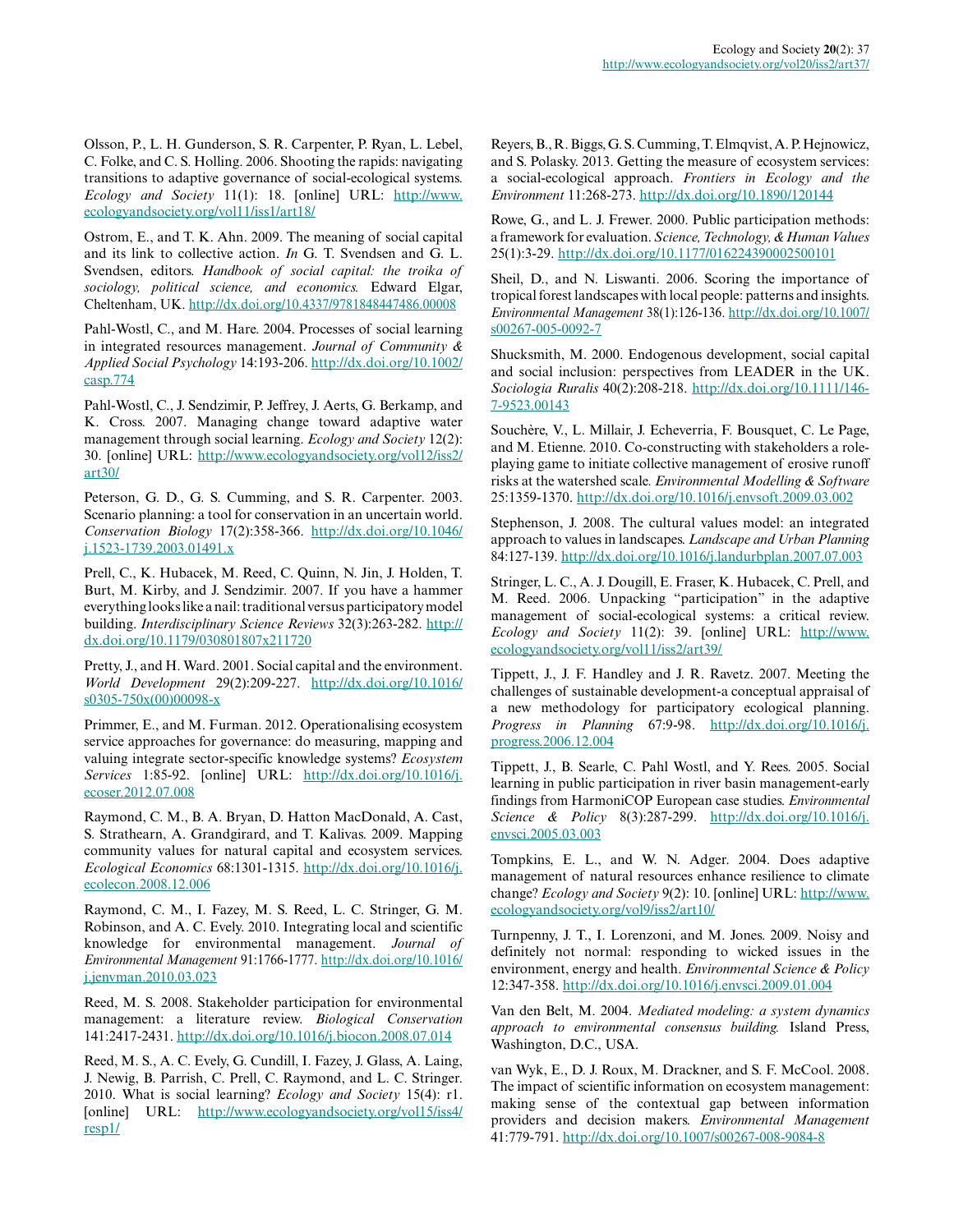Olsson, P., L. H. Gunderson, S. R. Carpenter, P. Ryan, L. Lebel, C. Folke, and C. S. Holling. 2006. Shooting the rapids: navigating transitions to adaptive governance of social-ecological systems. *Ecology and Society* 11(1): 18. [online] URL: http://www.ecologyandsociety.org/vol11/iss1/art18/

Ostrom, E., and T. K. Ahn. 2009. The meaning of social capital and its link to collective action. *In* G. T. Svendsen and G. L. Svendsen, editors. *Handbook of social capital: the troika of sociology, political science, and economics.* Edward Elgar, Cheltenham, UK. http://dx.doi.org/10.4337/9781848447486.00008

Pahl-Wostl, C., and M. Hare. 2004. Processes of social learning in integrated resources management. *Journal of Community & Applied Social Psychology* 14:193-206. http://dx.doi.org/10.1002/casp.774

Pahl-Wostl, C., J. Sendzimir, P. Jeffrey, J. Aerts, G. Berkamp, and K. Cross. 2007. Managing change toward adaptive water management through social learning. *Ecology and Society* 12(2): 30. [online] URL: http://www.ecologyandsociety.org/vol12/iss2/art30/

Peterson, G. D., G. S. Cumming, and S. R. Carpenter. 2003. Scenario planning: a tool for conservation in an uncertain world. *Conservation Biology* 17(2):358-366. http://dx.doi.org/10.1046/j.1523-1739.2003.01491.x

Prell, C., K. Hubacek, M. Reed, C. Quinn, N. Jin, J. Holden, T. Burt, M. Kirby, and J. Sendzimir. 2007. If you have a hammer everything looks like a nail: traditional versus participatory model building. *Interdisciplinary Science Reviews* 32(3):263-282. http://dx.doi.org/10.1179/030801807x211720

Pretty, J., and H. Ward. 2001. Social capital and the environment. *World Development* 29(2):209-227. http://dx.doi.org/10.1016/s0305-750x(00)00098-x

Primmer, E., and M. Furman. 2012. Operationalising ecosystem service approaches for governance: do measuring, mapping and valuing integrate sector-specific knowledge systems? *Ecosystem Services* 1:85-92. [online] URL: http://dx.doi.org/10.1016/j.ecoser.2012.07.008

Raymond, C. M., B. A. Bryan, D. Hatton MacDonald, A. Cast, S. Strathearn, A. Grandgirard, and T. Kalivas. 2009. Mapping community values for natural capital and ecosystem services. *Ecological Economics* 68:1301-1315. http://dx.doi.org/10.1016/j.ecolecon.2008.12.006

Raymond, C. M., I. Fazey, M. S. Reed, L. C. Stringer, G. M. Robinson, and A. C. Evely. 2010. Integrating local and scientific knowledge for environmental management. *Journal of Environmental Management* 91:1766-1777. http://dx.doi.org/10.1016/j.jenvman.2010.03.023

Reed, M. S. 2008. Stakeholder participation for environmental management: a literature review. *Biological Conservation* 141:2417-2431. http://dx.doi.org/10.1016/j.biocon.2008.07.014

Reed, M. S., A. C. Evely, G. Cundill, I. Fazey, J. Glass, A. Laing, J. Newig, B. Parrish, C. Prell, C. Raymond, and L. C. Stringer. 2010. What is social learning? *Ecology and Society* 15(4): r1. [online] URL: http://www.ecologyandsociety.org/vol15/iss4/resp1/

Reyers, B., R. Biggs, G. S. Cumming, T. Elmqvist, A. P. Hejnowicz, and S. Polasky. 2013. Getting the measure of ecosystem services: a social-ecological approach. *Frontiers in Ecology and the Environment* 11:268-273. http://dx.doi.org/10.1890/120144

Rowe, G., and L. J. Frewer. 2000. Public participation methods: a framework for evaluation. *Science, Technology, & Human Values* 25(1):3-29. http://dx.doi.org/10.1177/016224390002500101

Sheil, D., and N. Liswanti. 2006. Scoring the importance of tropical forest landscapes with local people: patterns and insights. *Environmental Management* 38(1):126-136. http://dx.doi.org/10.1007/s00267-005-0092-7

Shucksmith, M. 2000. Endogenous development, social capital and social inclusion: perspectives from LEADER in the UK. *Sociologia Ruralis* 40(2):208-218. http://dx.doi.org/10.1111/146-7-9523.00143

Souchère, V., L. Millair, J. Echeverria, F. Bousquet, C. Le Page, and M. Etienne. 2010. Co-constructing with stakeholders a role-playing game to initiate collective management of erosive runoff risks at the watershed scale. *Environmental Modelling & Software* 25:1359-1370. http://dx.doi.org/10.1016/j.envsoft.2009.03.002

Stephenson, J. 2008. The cultural values model: an integrated approach to values in landscapes. *Landscape and Urban Planning* 84:127-139. http://dx.doi.org/10.1016/j.landurbplan.2007.07.003

Stringer, L. C., A. J. Dougill, E. Fraser, K. Hubacek, C. Prell, and M. Reed. 2006. Unpacking "participation" in the adaptive management of social-ecological systems: a critical review. *Ecology and Society* 11(2): 39. [online] URL: http://www.ecologyandsociety.org/vol11/iss2/art39/

Tippett, J., J. F. Handley and J. R. Ravetz. 2007. Meeting the challenges of sustainable development-a conceptual appraisal of a new methodology for participatory ecological planning. *Progress in Planning* 67:9-98. http://dx.doi.org/10.1016/j.progress.2006.12.004

Tippett, J., B. Searle, C. Pahl Wostl, and Y. Rees. 2005. Social learning in public participation in river basin management-early findings from HarmoniCOP European case studies. *Environmental Science & Policy* 8(3):287-299. http://dx.doi.org/10.1016/j.envsci.2005.03.003

Tompkins, E. L., and W. N. Adger. 2004. Does adaptive management of natural resources enhance resilience to climate change? *Ecology and Society* 9(2): 10. [online] URL: http://www.ecologyandsociety.org/vol9/iss2/art10/

Turnpenny, J. T., I. Lorenzoni, and M. Jones. 2009. Noisy and definitely not normal: responding to wicked issues in the environment, energy and health. *Environmental Science & Policy* 12:347-358. http://dx.doi.org/10.1016/j.envsci.2009.01.004

Van den Belt, M. 2004. *Mediated modeling: a system dynamics approach to environmental consensus building.* Island Press, Washington, D.C., USA.

van Wyk, E., D. J. Roux, M. Drackner, and S. F. McCool. 2008. The impact of scientific information on ecosystem management: making sense of the contextual gap between information providers and decision makers. *Environmental Management* 41:779-791. http://dx.doi.org/10.1007/s00267-008-9084-8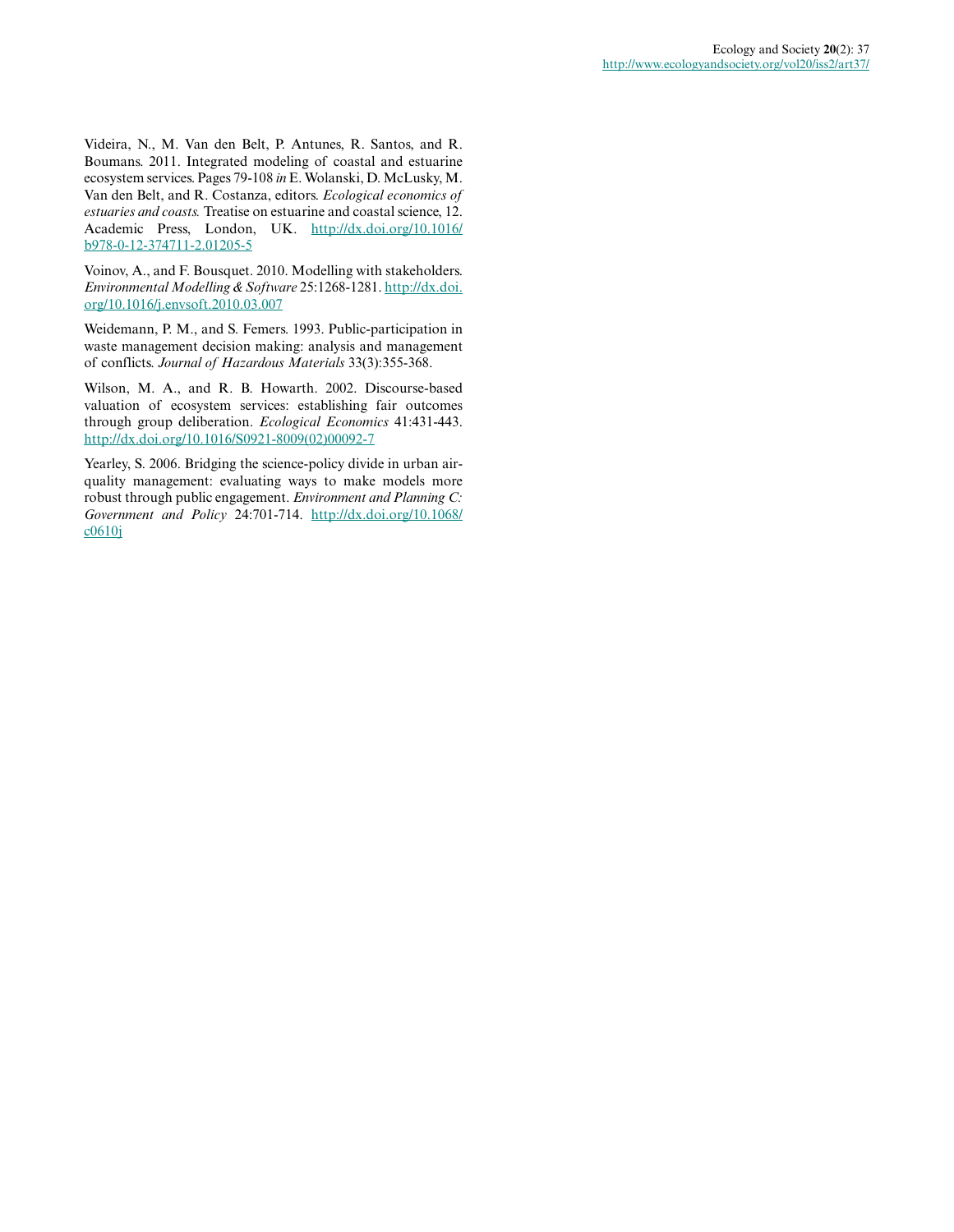Videira, N., M. Van den Belt, P. Antunes, R. Santos, and R. Boumans. 2011. Integrated modeling of coastal and estuarine ecosystem services. Pages 79-108 *in* E. Wolanski, D. McLusky, M. Van den Belt, and R. Costanza, editors. *Ecological economics of estuaries and coasts.* Treatise on estuarine and coastal science, 12. Academic Press, London, UK. http://dx.doi.org/10.1016/b978-0-12-374711-2.01205-5

Voinov, A., and F. Bousquet. 2010. Modelling with stakeholders. *Environmental Modelling & Software* 25:1268-1281. http://dx.doi.org/10.1016/j.envsoft.2010.03.007

Weidemann, P. M., and S. Femers. 1993. Public-participation in waste management decision making: analysis and management of conflicts. *Journal of Hazardous Materials* 33(3):355-368.

Wilson, M. A., and R. B. Howarth. 2002. Discourse-based valuation of ecosystem services: establishing fair outcomes through group deliberation. *Ecological Economics* 41:431-443. http://dx.doi.org/10.1016/S0921-8009(02)00092-7

Yearley, S. 2006. Bridging the science-policy divide in urban air-quality management: evaluating ways to make models more robust through public engagement. *Environment and Planning C: Government and Policy* 24:701-714. http://dx.doi.org/10.1068/c0610j